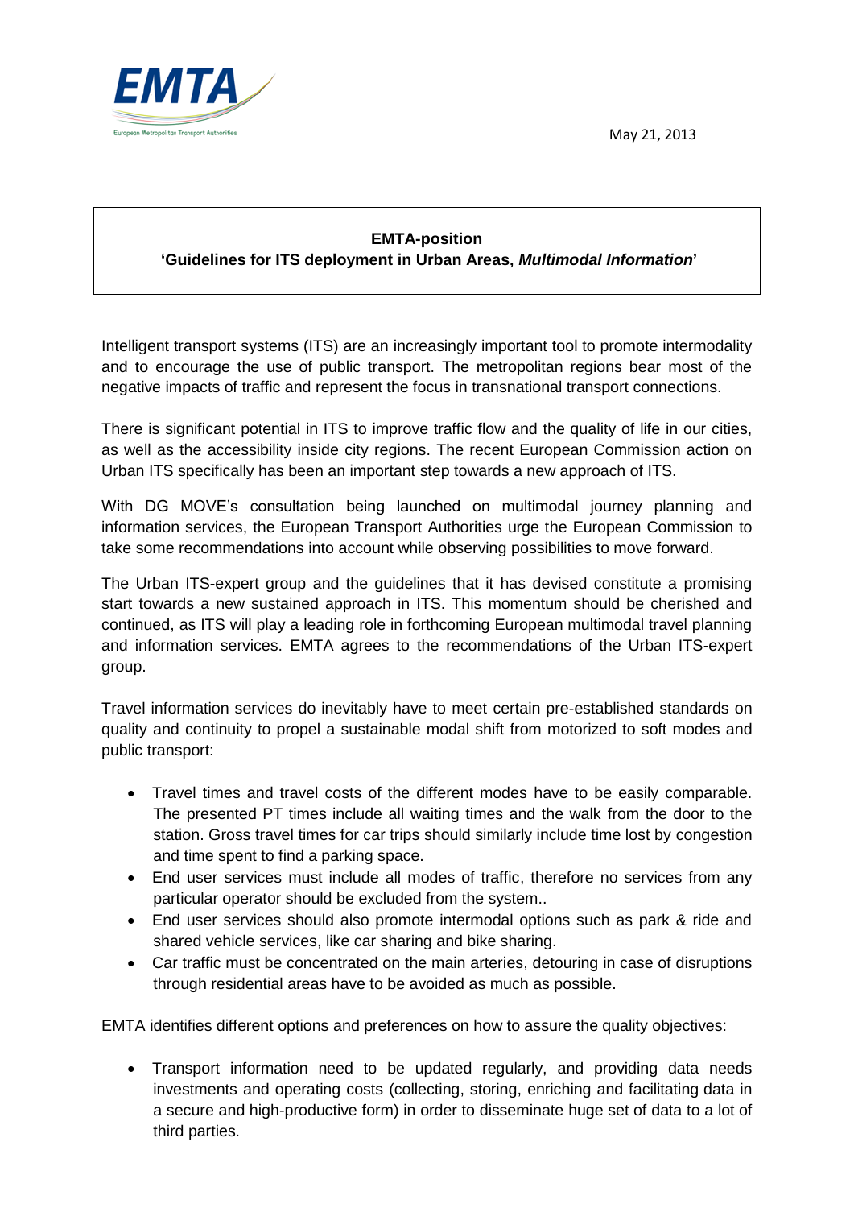May 21, 2013

**EMTA-position**
**'Guidelines for ITS deployment in Urban Areas, *Multimodal Information*'**

Intelligent transport systems (ITS) are an increasingly important tool to promote intermodality and to encourage the use of public transport. The metropolitan regions bear most of the negative impacts of traffic and represent the focus in transnational transport connections.

There is significant potential in ITS to improve traffic flow and the quality of life in our cities, as well as the accessibility inside city regions. The recent European Commission action on Urban ITS specifically has been an important step towards a new approach of ITS.

With DG MOVE's consultation being launched on multimodal journey planning and information services, the European Transport Authorities urge the European Commission to take some recommendations into account while observing possibilities to move forward.

The Urban ITS-expert group and the guidelines that it has devised constitute a promising start towards a new sustained approach in ITS. This momentum should be cherished and continued, as ITS will play a leading role in forthcoming European multimodal travel planning and information services. EMTA agrees to the recommendations of the Urban ITS-expert group.

Travel information services do inevitably have to meet certain pre-established standards on quality and continuity to propel a sustainable modal shift from motorized to soft modes and public transport:

- Travel times and travel costs of the different modes have to be easily comparable. The presented PT times include all waiting times and the walk from the door to the station. Gross travel times for car trips should similarly include time lost by congestion and time spent to find a parking space.
- End user services must include all modes of traffic, therefore no services from any particular operator should be excluded from the system..
- End user services should also promote intermodal options such as park & ride and shared vehicle services, like car sharing and bike sharing.
- Car traffic must be concentrated on the main arteries, detouring in case of disruptions through residential areas have to be avoided as much as possible.

EMTA identifies different options and preferences on how to assure the quality objectives:

- Transport information need to be updated regularly, and providing data needs investments and operating costs (collecting, storing, enriching and facilitating data in a secure and high-productive form) in order to disseminate huge set of data to a lot of third parties.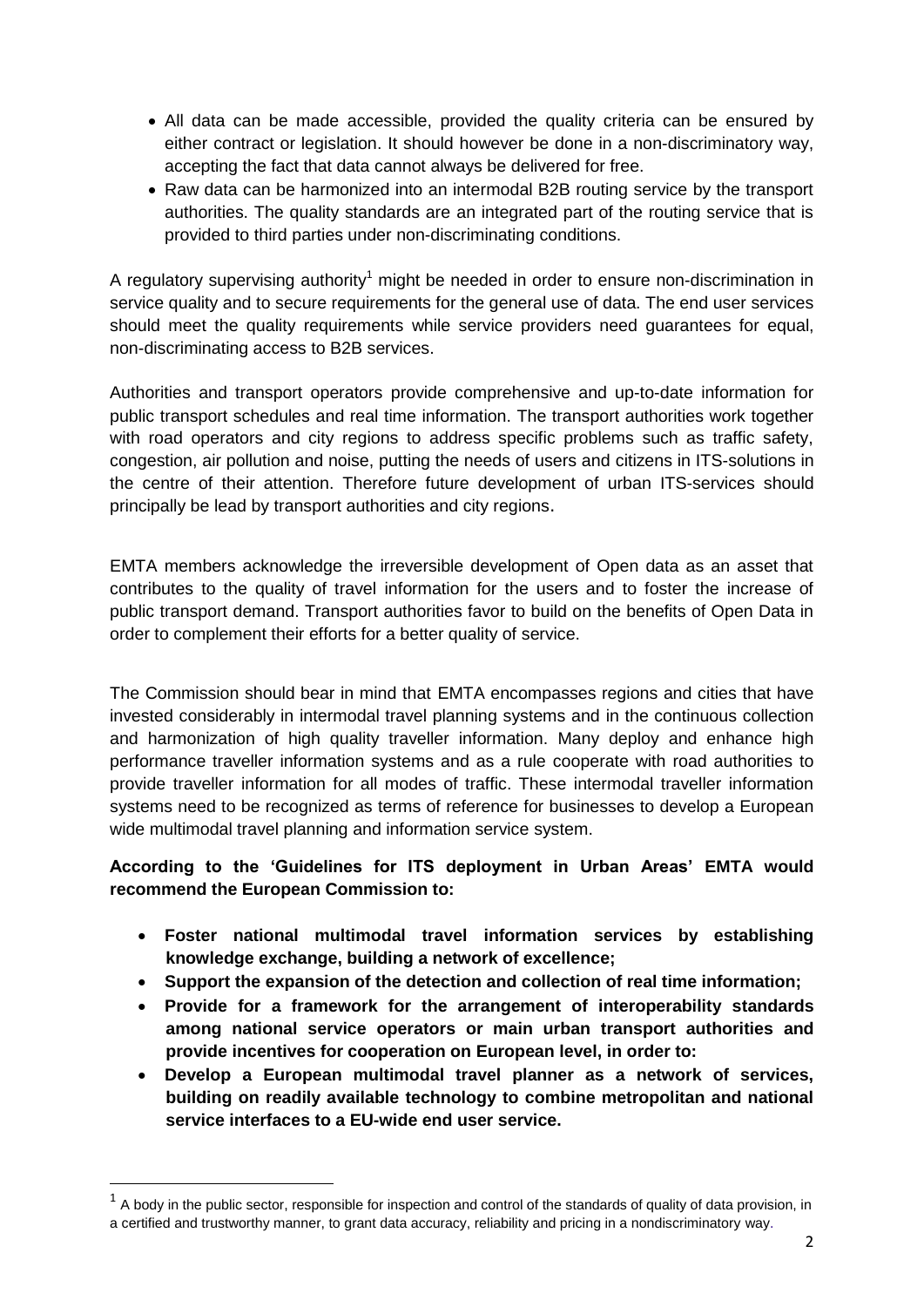- All data can be made accessible, provided the quality criteria can be ensured by either contract or legislation. It should however be done in a non-discriminatory way, accepting the fact that data cannot always be delivered for free.
- Raw data can be harmonized into an intermodal B2B routing service by the transport authorities. The quality standards are an integrated part of the routing service that is provided to third parties under non-discriminating conditions.

A regulatory supervising authority[1] might be needed in order to ensure non-discrimination in service quality and to secure requirements for the general use of data. The end user services should meet the quality requirements while service providers need guarantees for equal, non-discriminating access to B2B services.

Authorities and transport operators provide comprehensive and up-to-date information for public transport schedules and real time information. The transport authorities work together with road operators and city regions to address specific problems such as traffic safety, congestion, air pollution and noise, putting the needs of users and citizens in ITS-solutions in the centre of their attention. Therefore future development of urban ITS-services should principally be lead by transport authorities and city regions.

EMTA members acknowledge the irreversible development of Open data as an asset that contributes to the quality of travel information for the users and to foster the increase of public transport demand. Transport authorities favor to build on the benefits of Open Data in order to complement their efforts for a better quality of service.

The Commission should bear in mind that EMTA encompasses regions and cities that have invested considerably in intermodal travel planning systems and in the continuous collection and harmonization of high quality traveller information. Many deploy and enhance high performance traveller information systems and as a rule cooperate with road authorities to provide traveller information for all modes of traffic. These intermodal traveller information systems need to be recognized as terms of reference for businesses to develop a European wide multimodal travel planning and information service system.

**According to the 'Guidelines for ITS deployment in Urban Areas' EMTA would recommend the European Commission to:**

- **Foster national multimodal travel information services by establishing knowledge exchange, building a network of excellence;**
- **Support the expansion of the detection and collection of real time information;**
- **Provide for a framework for the arrangement of interoperability standards among national service operators or main urban transport authorities and provide incentives for cooperation on European level, in order to:**
- **Develop a European multimodal travel planner as a network of services, building on readily available technology to combine metropolitan and national service interfaces to a EU-wide end user service.**

[1] A body in the public sector, responsible for inspection and control of the standards of quality of data provision, in a certified and trustworthy manner, to grant data accuracy, reliability and pricing in a nondiscriminatory way.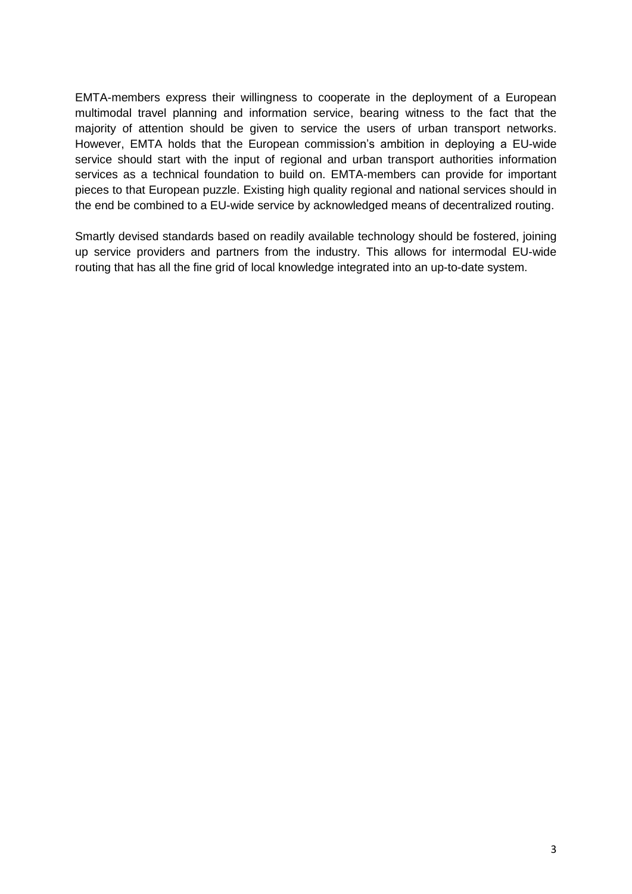EMTA-members express their willingness to cooperate in the deployment of a European multimodal travel planning and information service, bearing witness to the fact that the majority of attention should be given to service the users of urban transport networks. However, EMTA holds that the European commission's ambition in deploying a EU-wide service should start with the input of regional and urban transport authorities information services as a technical foundation to build on. EMTA-members can provide for important pieces to that European puzzle. Existing high quality regional and national services should in the end be combined to a EU-wide service by acknowledged means of decentralized routing.

Smartly devised standards based on readily available technology should be fostered, joining up service providers and partners from the industry. This allows for intermodal EU-wide routing that has all the fine grid of local knowledge integrated into an up-to-date system.